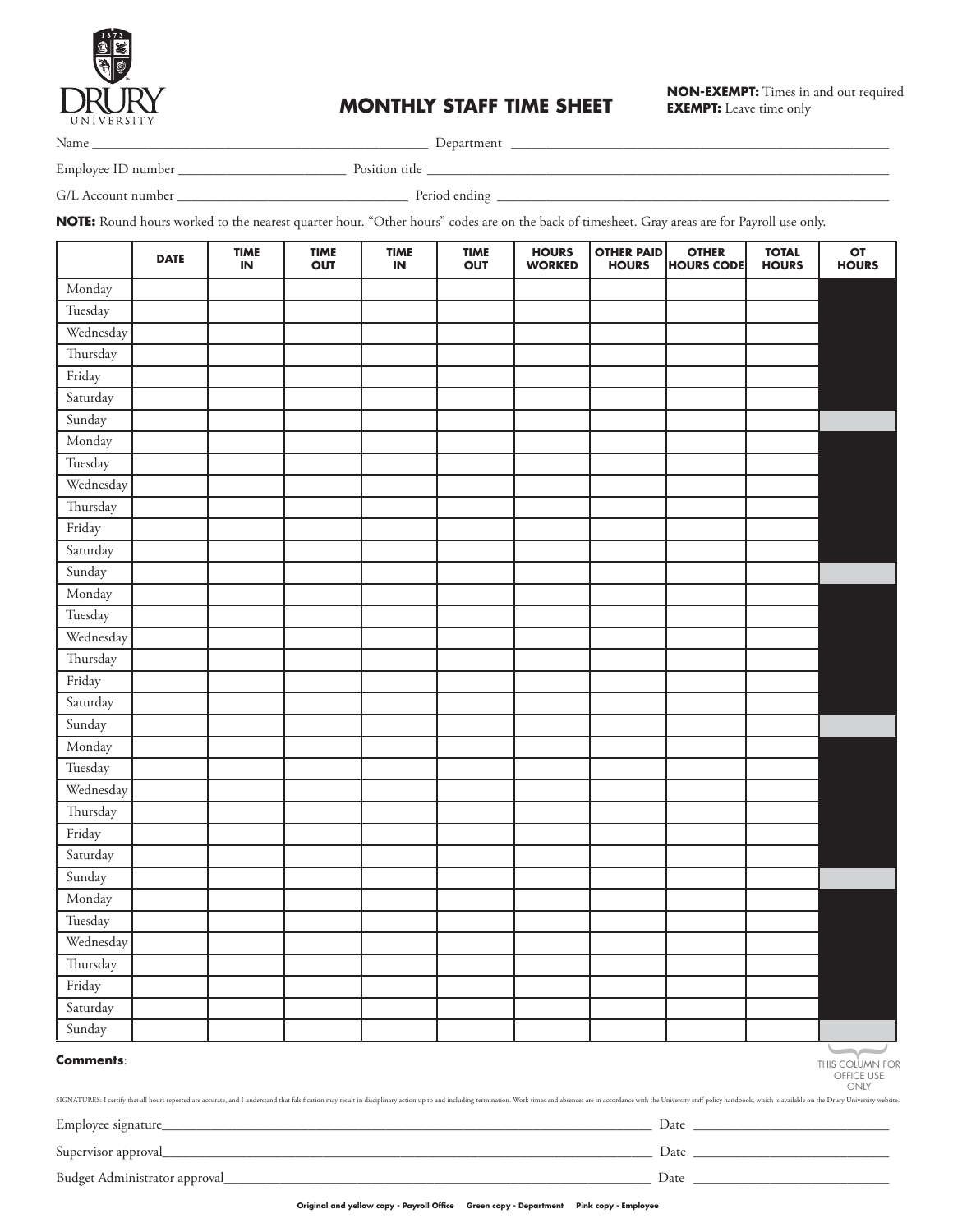DRURY UNIVERSITY

# MONTHLY STAFF TIME SHEET

**NON-EXEMPT:** Times in and out required
**EXEMPT:** Leave time only

Name ______________________________ Department ______________________________

Employee ID number ____________________ Position title ______________________________

G/L Account number ____________________ Period ending ______________________________

**NOTE:** Round hours worked to the nearest quarter hour. "Other hours" codes are on the back of timesheet. Gray areas are for Payroll use only.

| | DATE | TIME IN | TIME OUT | TIME IN | TIME OUT | HOURS WORKED | OTHER PAID HOURS | OTHER HOURS CODE | TOTAL HOURS | OT HOURS |
|---|---|---|---|---|---|---|---|---|---|---|
| Monday | | | | | | | | | | |
| Tuesday | | | | | | | | | | |
| Wednesday | | | | | | | | | | |
| Thursday | | | | | | | | | | |
| Friday | | | | | | | | | | |
| Saturday | | | | | | | | | | |
| Sunday | | | | | | | | | | |
| Monday | | | | | | | | | | |
| Tuesday | | | | | | | | | | |
| Wednesday | | | | | | | | | | |
| Thursday | | | | | | | | | | |
| Friday | | | | | | | | | | |
| Saturday | | | | | | | | | | |
| Sunday | | | | | | | | | | |
| Monday | | | | | | | | | | |
| Tuesday | | | | | | | | | | |
| Wednesday | | | | | | | | | | |
| Thursday | | | | | | | | | | |
| Friday | | | | | | | | | | |
| Saturday | | | | | | | | | | |
| Sunday | | | | | | | | | | |
| Monday | | | | | | | | | | |
| Tuesday | | | | | | | | | | |
| Wednesday | | | | | | | | | | |
| Thursday | | | | | | | | | | |
| Friday | | | | | | | | | | |
| Saturday | | | | | | | | | | |
| Sunday | | | | | | | | | | |
| Monday | | | | | | | | | | |
| Tuesday | | | | | | | | | | |
| Wednesday | | | | | | | | | | |
| Thursday | | | | | | | | | | |
| Friday | | | | | | | | | | |
| Saturday | | | | | | | | | | |
| Sunday | | | | | | | | | | |

**Comments**:

THIS COLUMN FOR OFFICE USE ONLY

SIGNATURES: I certify that all hours reported are accurate, and I understand that falsification may result in disciplinary action up to and including termination. Work times and absences are in accordance with the University staff policy handbook, which is available on the Drury University website.

Employee signature______________________________ Date ____________________

Supervisor approval______________________________ Date ____________________

Budget Administrator approval______________________________ Date ____________________

**Original and yellow copy - Payroll Office    Green copy - Department    Pink copy - Employee**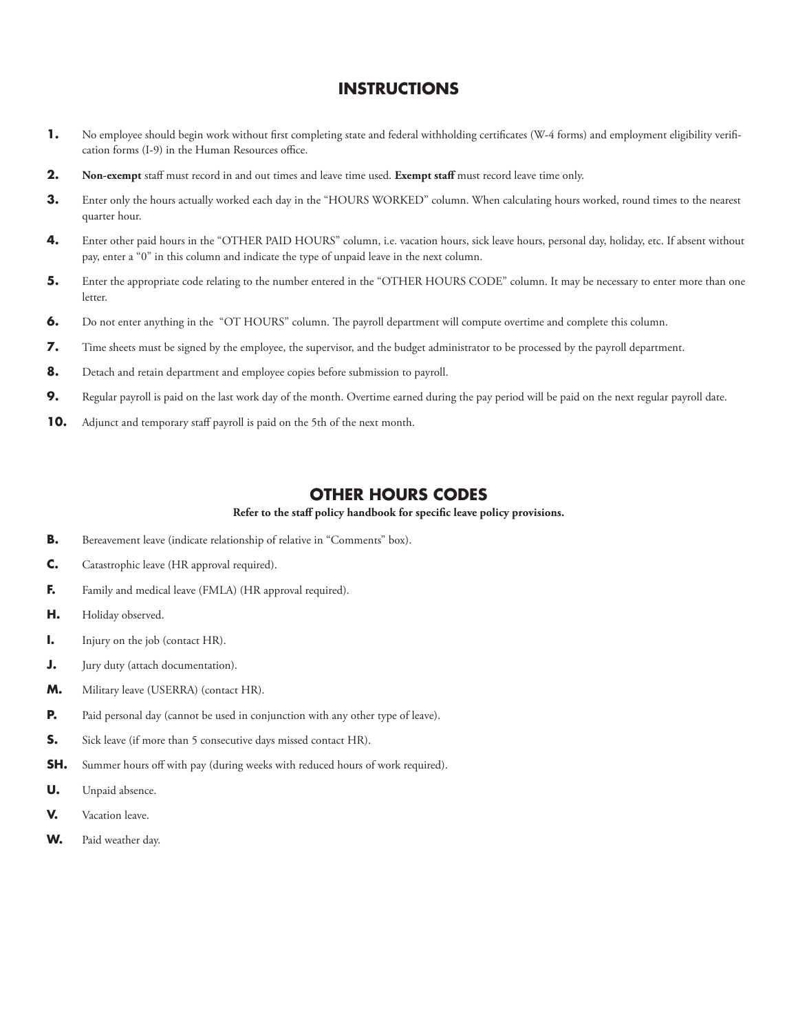## INSTRUCTIONS

1. No employee should begin work without first completing state and federal withholding certificates (W-4 forms) and employment eligibility verification forms (I-9) in the Human Resources office.
2. **Non-exempt** staff must record in and out times and leave time used. **Exempt staff** must record leave time only.
3. Enter only the hours actually worked each day in the "HOURS WORKED" column. When calculating hours worked, round times to the nearest quarter hour.
4. Enter other paid hours in the "OTHER PAID HOURS" column, i.e. vacation hours, sick leave hours, personal day, holiday, etc. If absent without pay, enter a "0" in this column and indicate the type of unpaid leave in the next column.
5. Enter the appropriate code relating to the number entered in the "OTHER HOURS CODE" column. It may be necessary to enter more than one letter.
6. Do not enter anything in the "OT HOURS" column. The payroll department will compute overtime and complete this column.
7. Time sheets must be signed by the employee, the supervisor, and the budget administrator to be processed by the payroll department.
8. Detach and retain department and employee copies before submission to payroll.
9. Regular payroll is paid on the last work day of the month. Overtime earned during the pay period will be paid on the next regular payroll date.
10. Adjunct and temporary staff payroll is paid on the 5th of the next month.

## OTHER HOURS CODES

**Refer to the staff policy handbook for specific leave policy provisions.**

- **B.** Bereavement leave (indicate relationship of relative in "Comments" box).
- **C.** Catastrophic leave (HR approval required).
- **F.** Family and medical leave (FMLA) (HR approval required).
- **H.** Holiday observed.
- **I.** Injury on the job (contact HR).
- **J.** Jury duty (attach documentation).
- **M.** Military leave (USERRA) (contact HR).
- **P.** Paid personal day (cannot be used in conjunction with any other type of leave).
- **S.** Sick leave (if more than 5 consecutive days missed contact HR).
- **SH.** Summer hours off with pay (during weeks with reduced hours of work required).
- **U.** Unpaid absence.
- **V.** Vacation leave.
- **W.** Paid weather day.